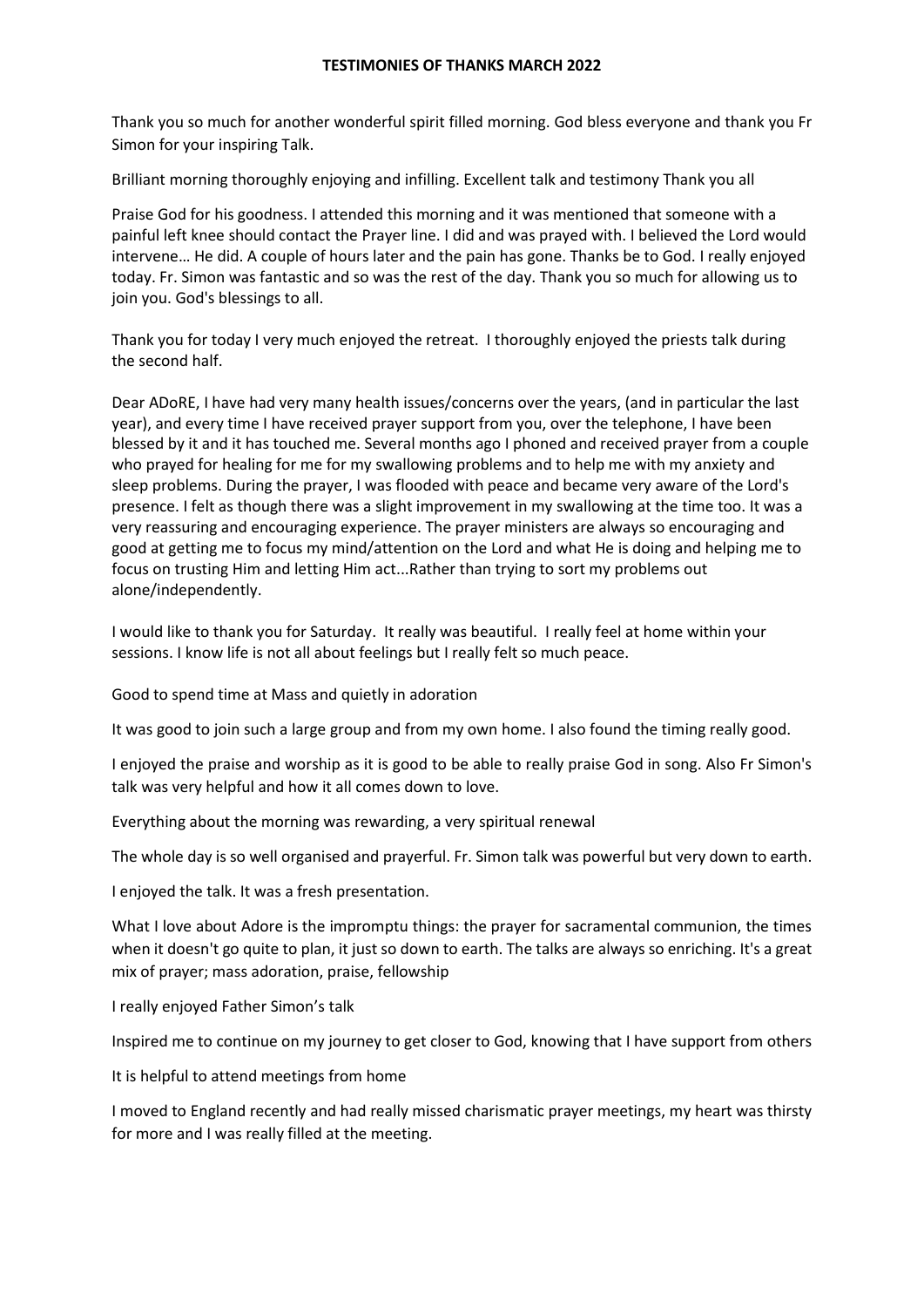**TESTIMONIES OF THANKS MARCH 2022**

Thank you so much for another wonderful spirit filled morning. God bless everyone and thank you Fr Simon for your inspiring Talk.

Brilliant morning thoroughly enjoying and infilling. Excellent talk and testimony Thank you all

Praise God for his goodness. I attended this morning and it was mentioned that someone with a painful left knee should contact the Prayer line. I did and was prayed with. I believed the Lord would intervene… He did. A couple of hours later and the pain has gone. Thanks be to God. I really enjoyed today. Fr. Simon was fantastic and so was the rest of the day. Thank you so much for allowing us to join you. God's blessings to all.

Thank you for today I very much enjoyed the retreat. I thoroughly enjoyed the priests talk during the second half.

Dear ADoRE, I have had very many health issues/concerns over the years, (and in particular the last year), and every time I have received prayer support from you, over the telephone, I have been blessed by it and it has touched me. Several months ago I phoned and received prayer from a couple who prayed for healing for me for my swallowing problems and to help me with my anxiety and sleep problems. During the prayer, I was flooded with peace and became very aware of the Lord's presence. I felt as though there was a slight improvement in my swallowing at the time too. It was a very reassuring and encouraging experience. The prayer ministers are always so encouraging and good at getting me to focus my mind/attention on the Lord and what He is doing and helping me to focus on trusting Him and letting Him act...Rather than trying to sort my problems out alone/independently.

I would like to thank you for Saturday. It really was beautiful. I really feel at home within your sessions. I know life is not all about feelings but I really felt so much peace.

Good to spend time at Mass and quietly in adoration

It was good to join such a large group and from my own home. I also found the timing really good.

I enjoyed the praise and worship as it is good to be able to really praise God in song. Also Fr Simon's talk was very helpful and how it all comes down to love.

Everything about the morning was rewarding, a very spiritual renewal

The whole day is so well organised and prayerful. Fr. Simon talk was powerful but very down to earth.

I enjoyed the talk. It was a fresh presentation.

What I love about Adore is the impromptu things: the prayer for sacramental communion, the times when it doesn't go quite to plan, it just so down to earth. The talks are always so enriching. It's a great mix of prayer; mass adoration, praise, fellowship

I really enjoyed Father Simon's talk

Inspired me to continue on my journey to get closer to God, knowing that I have support from others

It is helpful to attend meetings from home

I moved to England recently and had really missed charismatic prayer meetings, my heart was thirsty for more and I was really filled at the meeting.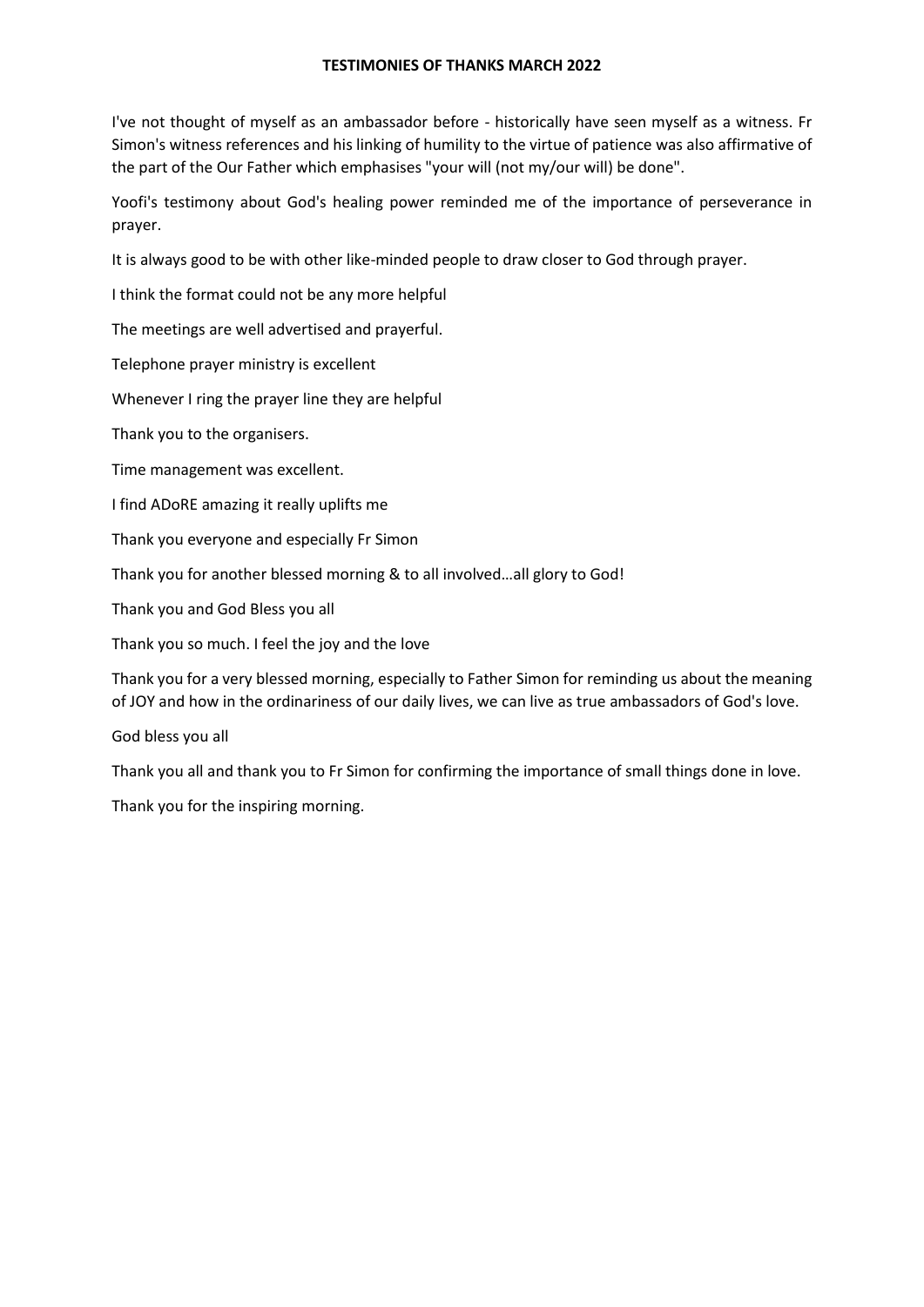**TESTIMONIES OF THANKS MARCH 2022**

I've not thought of myself as an ambassador before - historically have seen myself as a witness. Fr Simon's witness references and his linking of humility to the virtue of patience was also affirmative of the part of the Our Father which emphasises "your will (not my/our will) be done".

Yoofi's testimony about God's healing power reminded me of the importance of perseverance in prayer.

It is always good to be with other like-minded people to draw closer to God through prayer.

I think the format could not be any more helpful

The meetings are well advertised and prayerful.

Telephone prayer ministry is excellent

Whenever I ring the prayer line they are helpful

Thank you to the organisers.

Time management was excellent.

I find ADoRE amazing it really uplifts me

Thank you everyone and especially Fr Simon

Thank you for another blessed morning & to all involved…all glory to God!

Thank you and God Bless you all

Thank you so much. I feel the joy and the love

Thank you for a very blessed morning, especially to Father Simon for reminding us about the meaning of JOY and how in the ordinariness of our daily lives, we can live as true ambassadors of God's love.

God bless you all

Thank you all and thank you to Fr Simon for confirming the importance of small things done in love.

Thank you for the inspiring morning.